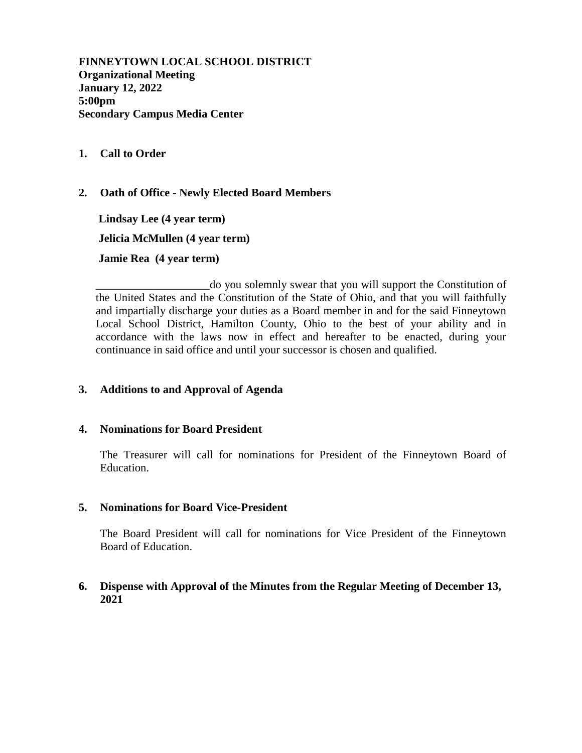**FINNEYTOWN LOCAL SCHOOL DISTRICT**
**Organizational Meeting**
**January 12, 2022**
**5:00pm**
**Secondary Campus Media Center**

1. **Call to Order**

2. **Oath of Office - Newly Elected Board Members**

   **Lindsay Lee (4 year term)**

   **Jelicia McMullen (4 year term)**

   **Jamie Rea (4 year term)**

   ____________________do you solemnly swear that you will support the Constitution of the United States and the Constitution of the State of Ohio, and that you will faithfully and impartially discharge your duties as a Board member in and for the said Finneytown Local School District, Hamilton County, Ohio to the best of your ability and in accordance with the laws now in effect and hereafter to be enacted, during your continuance in said office and until your successor is chosen and qualified.

3. **Additions to and Approval of Agenda**

4. **Nominations for Board President**

   The Treasurer will call for nominations for President of the Finneytown Board of Education.

5. **Nominations for Board Vice-President**

   The Board President will call for nominations for Vice President of the Finneytown Board of Education.

6. **Dispense with Approval of the Minutes from the Regular Meeting of December 13, 2021**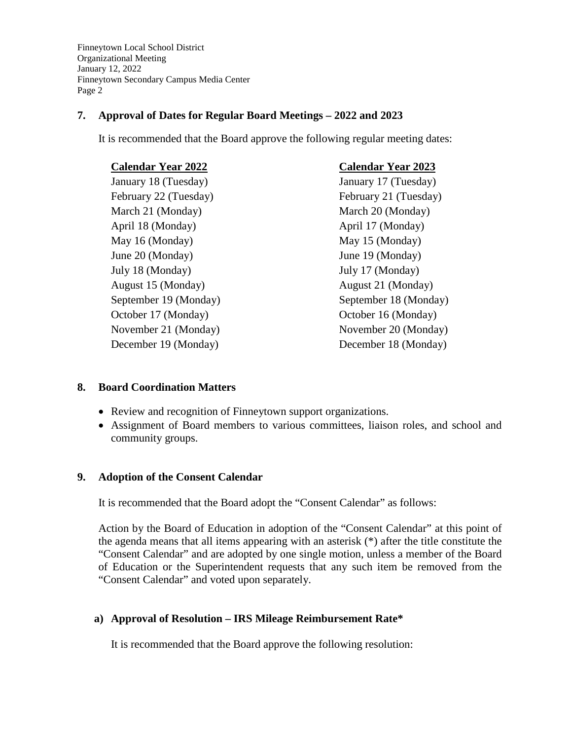## 7. Approval of Dates for Regular Board Meetings – 2022 and 2023

It is recommended that the Board approve the following regular meeting dates:

| Calendar Year 2022 | Calendar Year 2023 |
|---|---|
| January 18 (Tuesday) | January 17 (Tuesday) |
| February 22 (Tuesday) | February 21 (Tuesday) |
| March 21 (Monday) | March 20 (Monday) |
| April 18 (Monday) | April 17 (Monday) |
| May 16 (Monday) | May 15 (Monday) |
| June 20 (Monday) | June 19 (Monday) |
| July 18 (Monday) | July 17 (Monday) |
| August 15 (Monday) | August 21 (Monday) |
| September 19 (Monday) | September 18 (Monday) |
| October 17 (Monday) | October 16 (Monday) |
| November 21 (Monday) | November 20 (Monday) |
| December 19 (Monday) | December 18 (Monday) |

## 8. Board Coordination Matters

- Review and recognition of Finneytown support organizations.
- Assignment of Board members to various committees, liaison roles, and school and community groups.

## 9. Adoption of the Consent Calendar

It is recommended that the Board adopt the "Consent Calendar" as follows:

Action by the Board of Education in adoption of the "Consent Calendar" at this point of the agenda means that all items appearing with an asterisk (*) after the title constitute the "Consent Calendar" and are adopted by one single motion, unless a member of the Board of Education or the Superintendent requests that any such item be removed from the "Consent Calendar" and voted upon separately.

### a) Approval of Resolution – IRS Mileage Reimbursement Rate*

It is recommended that the Board approve the following resolution: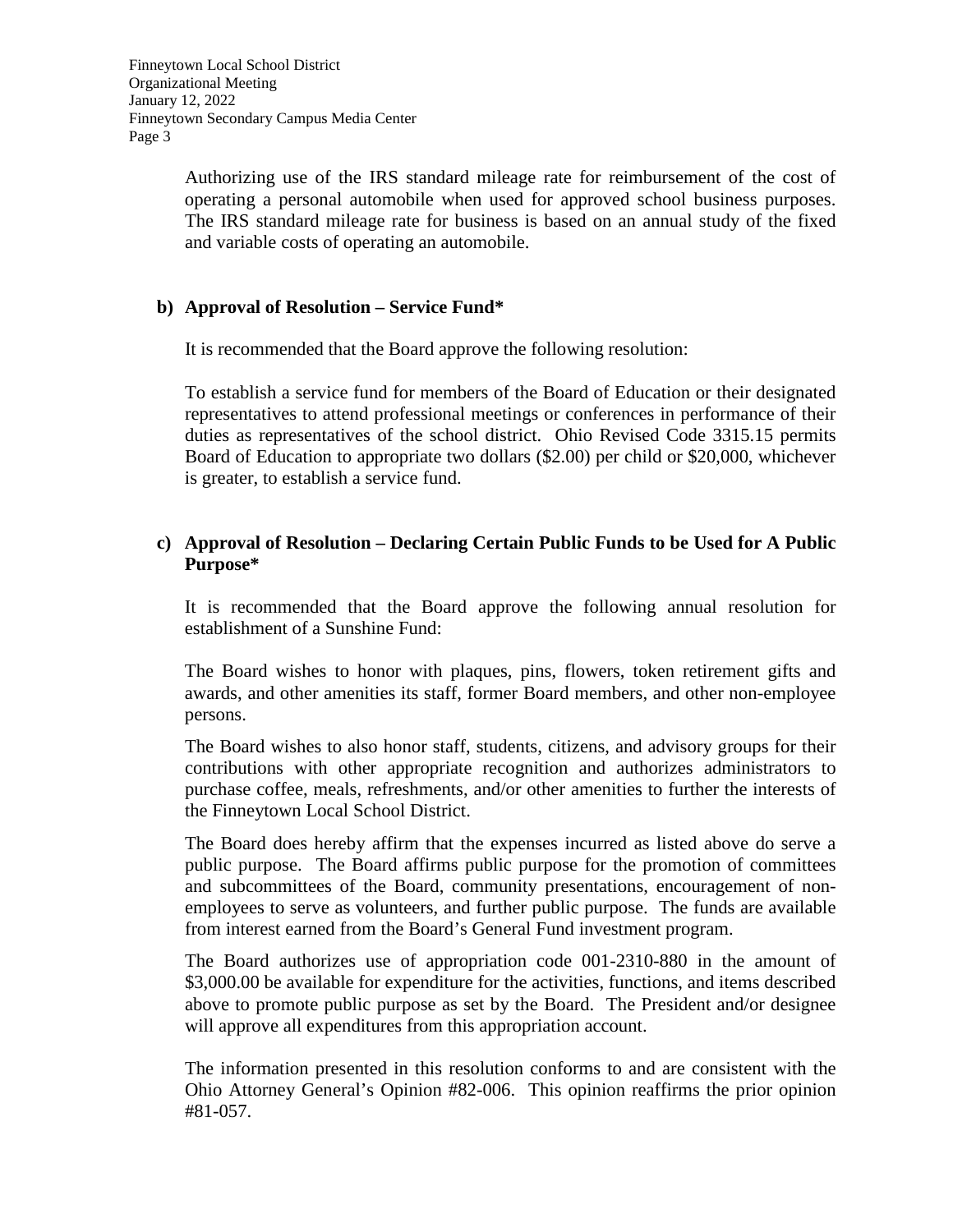Authorizing use of the IRS standard mileage rate for reimbursement of the cost of operating a personal automobile when used for approved school business purposes. The IRS standard mileage rate for business is based on an annual study of the fixed and variable costs of operating an automobile.

**b) Approval of Resolution – Service Fund***

It is recommended that the Board approve the following resolution:

To establish a service fund for members of the Board of Education or their designated representatives to attend professional meetings or conferences in performance of their duties as representatives of the school district. Ohio Revised Code 3315.15 permits Board of Education to appropriate two dollars ($2.00) per child or $20,000, whichever is greater, to establish a service fund.

**c) Approval of Resolution – Declaring Certain Public Funds to be Used for A Public Purpose***

It is recommended that the Board approve the following annual resolution for establishment of a Sunshine Fund:

The Board wishes to honor with plaques, pins, flowers, token retirement gifts and awards, and other amenities its staff, former Board members, and other non-employee persons.

The Board wishes to also honor staff, students, citizens, and advisory groups for their contributions with other appropriate recognition and authorizes administrators to purchase coffee, meals, refreshments, and/or other amenities to further the interests of the Finneytown Local School District.

The Board does hereby affirm that the expenses incurred as listed above do serve a public purpose. The Board affirms public purpose for the promotion of committees and subcommittees of the Board, community presentations, encouragement of non-employees to serve as volunteers, and further public purpose. The funds are available from interest earned from the Board's General Fund investment program.

The Board authorizes use of appropriation code 001-2310-880 in the amount of $3,000.00 be available for expenditure for the activities, functions, and items described above to promote public purpose as set by the Board. The President and/or designee will approve all expenditures from this appropriation account.

The information presented in this resolution conforms to and are consistent with the Ohio Attorney General's Opinion #82-006. This opinion reaffirms the prior opinion #81-057.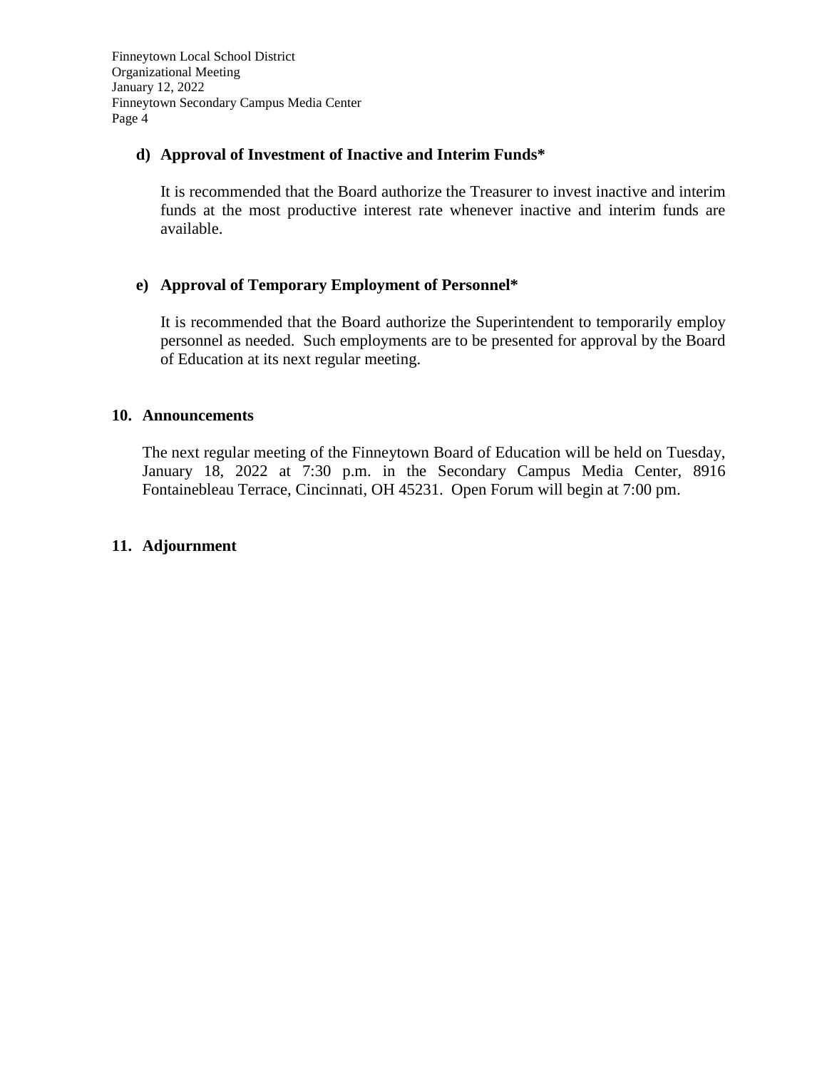**d) Approval of Investment of Inactive and Interim Funds***

It is recommended that the Board authorize the Treasurer to invest inactive and interim funds at the most productive interest rate whenever inactive and interim funds are available.

**e) Approval of Temporary Employment of Personnel***

It is recommended that the Board authorize the Superintendent to temporarily employ personnel as needed. Such employments are to be presented for approval by the Board of Education at its next regular meeting.

**10. Announcements**

The next regular meeting of the Finneytown Board of Education will be held on Tuesday, January 18, 2022 at 7:30 p.m. in the Secondary Campus Media Center, 8916 Fontainebleau Terrace, Cincinnati, OH 45231. Open Forum will begin at 7:00 pm.

**11. Adjournment**